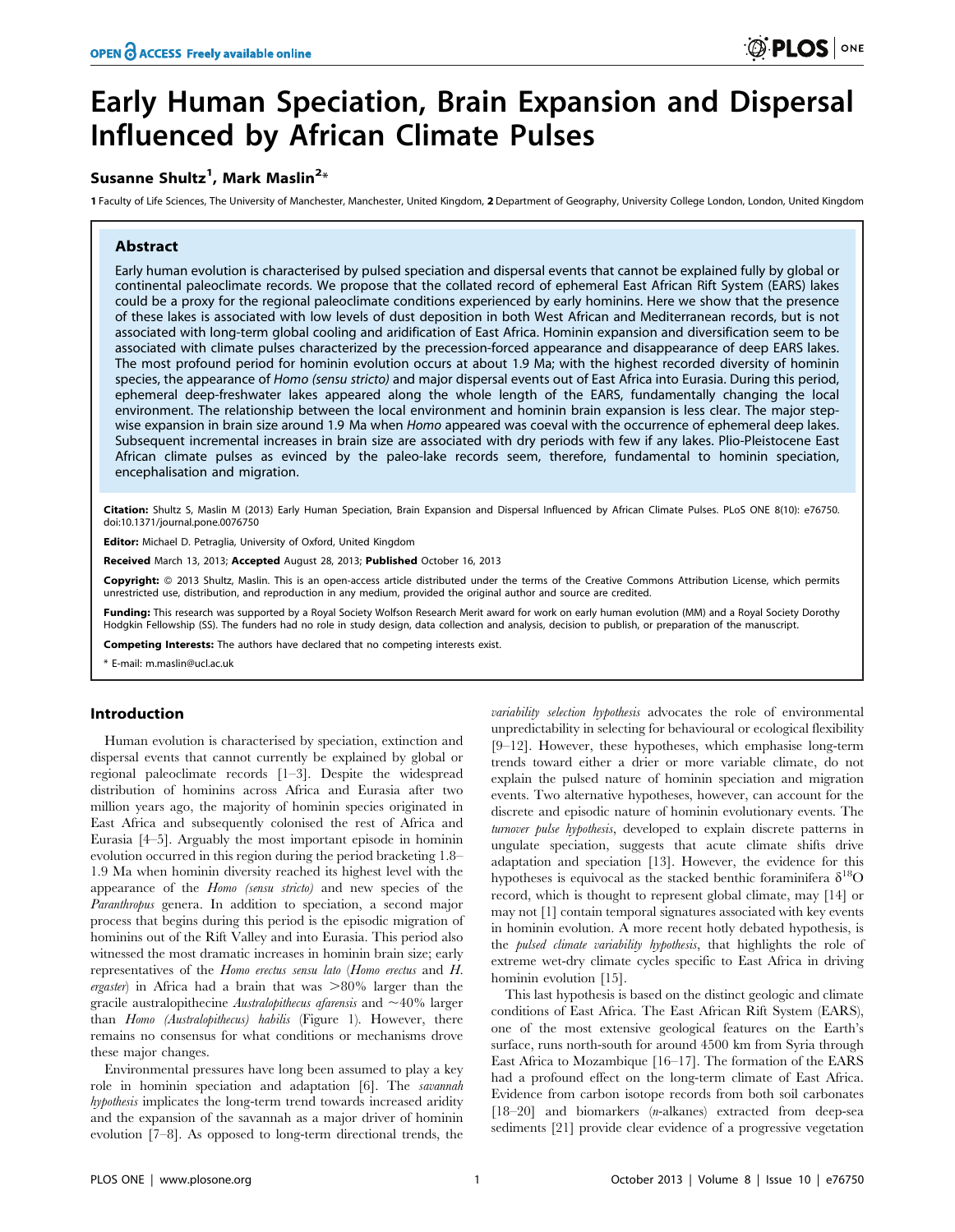# Early Human Speciation, Brain Expansion and Dispersal Influenced by African Climate Pulses

**Susanne Shultz[1], Mark Maslin[2]***

[1] Faculty of Life Sciences, The University of Manchester, Manchester, United Kingdom, [2] Department of Geography, University College London, London, United Kingdom

## Abstract

Early human evolution is characterised by pulsed speciation and dispersal events that cannot be explained fully by global or continental paleoclimate records. We propose that the collated record of ephemeral East African Rift System (EARS) lakes could be a proxy for the regional paleoclimate conditions experienced by early hominins. Here we show that the presence of these lakes is associated with low levels of dust deposition in both West African and Mediterranean records, but is not associated with long-term global cooling and aridification of East Africa. Hominin expansion and diversification seem to be associated with climate pulses characterized by the precession-forced appearance and disappearance of deep EARS lakes. The most profound period for hominin evolution occurs at about 1.9 Ma; with the highest recorded diversity of hominin species, the appearance of *Homo (sensu stricto)* and major dispersal events out of East Africa into Eurasia. During this period, ephemeral deep-freshwater lakes appeared along the whole length of the EARS, fundamentally changing the local environment. The relationship between the local environment and hominin brain expansion is less clear. The major step-wise expansion in brain size around 1.9 Ma when *Homo* appeared was coeval with the occurrence of ephemeral deep lakes. Subsequent incremental increases in brain size are associated with dry periods with few if any lakes. Plio-Pleistocene East African climate pulses as evinced by the paleo-lake records seem, therefore, fundamental to hominin speciation, encephalisation and migration.

**Citation:** Shultz S, Maslin M (2013) Early Human Speciation, Brain Expansion and Dispersal Influenced by African Climate Pulses. PLoS ONE 8(10): e76750. doi:10.1371/journal.pone.0076750

**Editor:** Michael D. Petraglia, University of Oxford, United Kingdom

**Received** March 13, 2013; **Accepted** August 28, 2013; **Published** October 16, 2013

**Copyright:** © 2013 Shultz, Maslin. This is an open-access article distributed under the terms of the Creative Commons Attribution License, which permits unrestricted use, distribution, and reproduction in any medium, provided the original author and source are credited.

**Funding:** This research was supported by a Royal Society Wolfson Research Merit award for work on early human evolution (MM) and a Royal Society Dorothy Hodgkin Fellowship (SS). The funders had no role in study design, data collection and analysis, decision to publish, or preparation of the manuscript.

**Competing Interests:** The authors have declared that no competing interests exist.

* E-mail: m.maslin@ucl.ac.uk

## Introduction

Human evolution is characterised by speciation, extinction and dispersal events that cannot currently be explained by global or regional paleoclimate records [1–3]. Despite the widespread distribution of hominins across Africa and Eurasia after two million years ago, the majority of hominin species originated in East Africa and subsequently colonised the rest of Africa and Eurasia [4–5]. Arguably the most important episode in hominin evolution occurred in this region during the period bracketing 1.8–1.9 Ma when hominin diversity reached its highest level with the appearance of the *Homo (sensu stricto)* and new species of the *Paranthropus* genera. In addition to speciation, a second major process that begins during this period is the episodic migration of hominins out of the Rift Valley and into Eurasia. This period also witnessed the most dramatic increases in hominin brain size; early representatives of the *Homo erectus sensu lato* (*Homo erectus* and *H. ergaster*) in Africa had a brain that was >80% larger than the gracile australopithecine *Australopithecus afarensis* and ~40% larger than *Homo (Australopithecus) habilis* (Figure 1). However, there remains no consensus for what conditions or mechanisms drove these major changes.

Environmental pressures have long been assumed to play a key role in hominin speciation and adaptation [6]. The *savannah hypothesis* implicates the long-term trend towards increased aridity and the expansion of the savannah as a major driver of hominin evolution [7–8]. As opposed to long-term directional trends, the *variability selection hypothesis* advocates the role of environmental unpredictability in selecting for behavioural or ecological flexibility [9–12]. However, these hypotheses, which emphasise long-term trends toward either a drier or more variable climate, do not explain the pulsed nature of hominin speciation and migration events. Two alternative hypotheses, however, can account for the discrete and episodic nature of hominin evolutionary events. The *turnover pulse hypothesis*, developed to explain discrete patterns in ungulate speciation, suggests that acute climate shifts drive adaptation and speciation [13]. However, the evidence for this hypotheses is equivocal as the stacked benthic foraminifera $\delta^{18}O$ record, which is thought to represent global climate, may [14] or may not [1] contain temporal signatures associated with key events in hominin evolution. A more recent hotly debated hypothesis, is the *pulsed climate variability hypothesis*, that highlights the role of extreme wet-dry climate cycles specific to East Africa in driving hominin evolution [15].

This last hypothesis is based on the distinct geologic and climate conditions of East Africa. The East African Rift System (EARS), one of the most extensive geological features on the Earth's surface, runs north-south for around 4500 km from Syria through East Africa to Mozambique [16–17]. The formation of the EARS had a profound effect on the long-term climate of East Africa. Evidence from carbon isotope records from both soil carbonates [18–20] and biomarkers (*n*-alkanes) extracted from deep-sea sediments [21] provide clear evidence of a progressive vegetation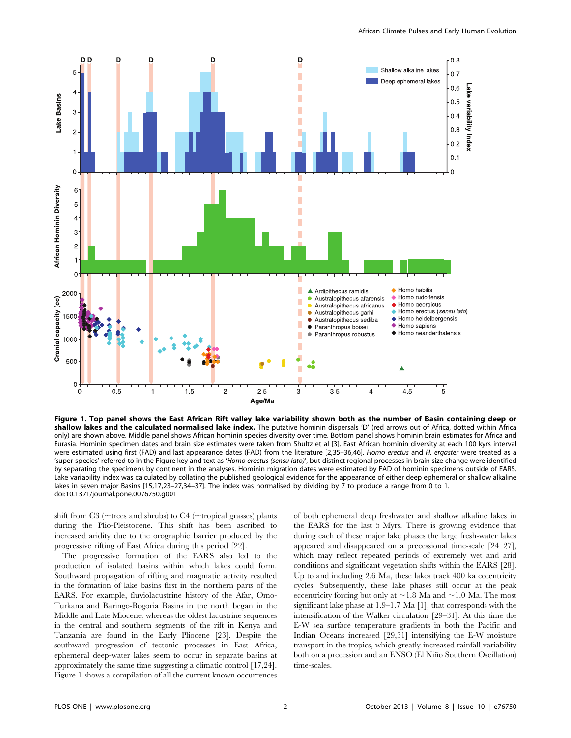**Figure 1. Top panel shows the East African Rift valley lake variability shown both as the number of Basin containing deep or shallow lakes and the calculated normalised lake index.** The putative hominin dispersals 'D' (red arrows out of Africa, dotted within Africa only) are shown above. Middle panel shows African hominin species diversity over time. Bottom panel shows hominin brain estimates for Africa and Eurasia. Hominin specimen dates and brain size estimates were taken from Shultz et al [3]. East African hominin diversity at each 100 kyrs interval were estimated using first (FAD) and last appearance dates (FAD) from the literature [2,35–36,46]. *Homo erectus* and *H. ergaster* were treated as a 'super-species' referred to in the Figure key and text as '*Homo erectus (sensu lato)*', but distinct regional processes in brain size change were identified by separating the specimens by continent in the analyses. Hominin migration dates were estimated by FAD of hominin specimens outside of EARS. Lake variability index was calculated by collating the published geological evidence for the appearance of either deep ephemeral or shallow alkaline lakes in seven major Basins [15,17,23–27,34–37]. The index was normalised by dividing by 7 to produce a range from 0 to 1.
doi:10.1371/journal.pone.0076750.g001

shift from C3 (~trees and shrubs) to C4 (~tropical grasses) plants during the Plio-Pleistocene. This shift has been ascribed to increased aridity due to the orographic barrier produced by the progressive rifting of East Africa during this period [22].

The progressive formation of the EARS also led to the production of isolated basins within which lakes could form. Southward propagation of rifting and magmatic activity resulted in the formation of lake basins first in the northern parts of the EARS. For example, fluviolacustrine history of the Afar, Omo-Turkana and Baringo-Bogoria Basins in the north began in the Middle and Late Miocene, whereas the oldest lacustrine sequences in the central and southern segments of the rift in Kenya and Tanzania are found in the Early Pliocene [23]. Despite the southward progression of tectonic processes in East Africa, ephemeral deep-water lakes seem to occur in separate basins at approximately the same time suggesting a climatic control [17,24]. Figure 1 shows a compilation of all the current known occurrences of both ephemeral deep freshwater and shallow alkaline lakes in the EARS for the last 5 Myrs. There is growing evidence that during each of these major lake phases the large fresh-water lakes appeared and disappeared on a precessional time-scale [24–27], which may reflect repeated periods of extremely wet and arid conditions and significant vegetation shifts within the EARS [28]. Up to and including 2.6 Ma, these lakes track 400 ka eccentricity cycles. Subsequently, these lake phases still occur at the peak eccentricity forcing but only at ~1.8 Ma and ~1.0 Ma. The most significant lake phase at 1.9–1.7 Ma [1], that corresponds with the intensification of the Walker circulation [29–31]. At this time the E-W sea surface temperature gradients in both the Pacific and Indian Oceans increased [29,31] intensifying the E-W moisture transport in the tropics, which greatly increased rainfall variability both on a precession and an ENSO (El Niño Southern Oscillation) time-scales.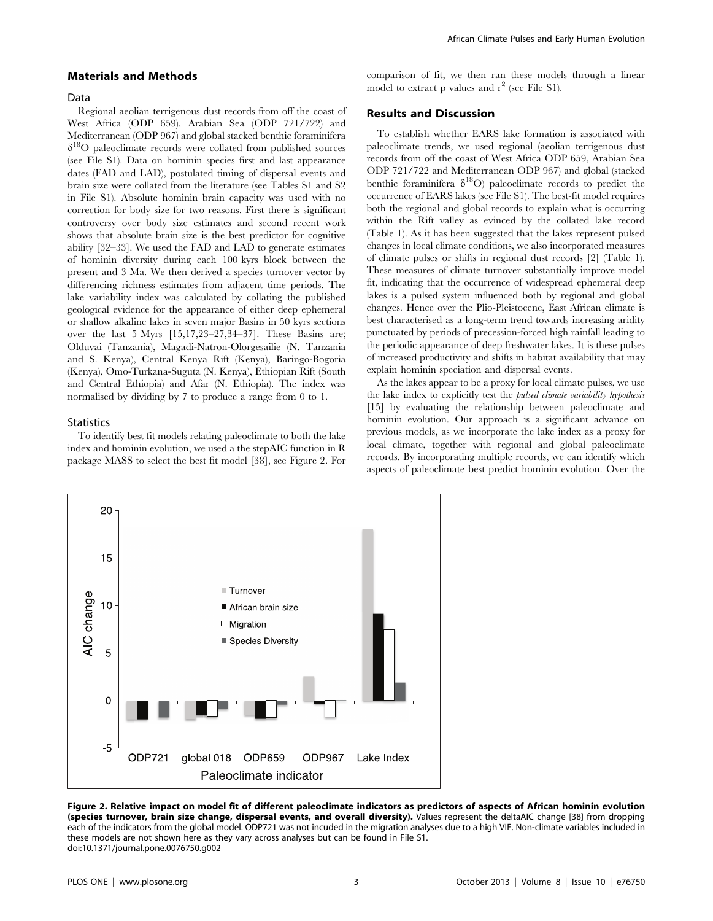## Materials and Methods

### Data

Regional aeolian terrigenous dust records from off the coast of West Africa (ODP 659), Arabian Sea (ODP 721/722) and Mediterranean (ODP 967) and global stacked benthic foraminifera $\delta^{18}O$ paleoclimate records were collated from published sources (see File S1). Data on hominin species first and last appearance dates (FAD and LAD), postulated timing of dispersal events and brain size were collated from the literature (see Tables S1 and S2 in File S1). Absolute hominin brain capacity was used with no correction for body size for two reasons. First there is significant controversy over body size estimates and second recent work shows that absolute brain size is the best predictor for cognitive ability [32–33]. We used the FAD and LAD to generate estimates of hominin diversity during each 100 kyrs block between the present and 3 Ma. We then derived a species turnover vector by differencing richness estimates from adjacent time periods. The lake variability index was calculated by collating the published geological evidence for the appearance of either deep ephemeral or shallow alkaline lakes in seven major Basins in 50 kyrs sections over the last 5 Myrs [15,17,23–27,34–37]. These Basins are; Olduvai (Tanzania), Magadi-Natron-Olorgesailie (N. Tanzania and S. Kenya), Central Kenya Rift (Kenya), Baringo-Bogoria (Kenya), Omo-Turkana-Suguta (N. Kenya), Ethiopian Rift (South and Central Ethiopia) and Afar (N. Ethiopia). The index was normalised by dividing by 7 to produce a range from 0 to 1.

### Statistics

To identify best fit models relating paleoclimate to both the lake index and hominin evolution, we used a the stepAIC function in R package MASS to select the best fit model [38], see Figure 2. For comparison of fit, we then ran these models through a linear model to extract p values and $r^2$ (see File S1).

## Results and Discussion

To establish whether EARS lake formation is associated with paleoclimate trends, we used regional (aeolian terrigenous dust records from off the coast of West Africa ODP 659, Arabian Sea ODP 721/722 and Mediterranean ODP 967) and global (stacked benthic foraminifera $\delta^{18}O$) paleoclimate records to predict the occurrence of EARS lakes (see File S1). The best-fit model requires both the regional and global records to explain what is occurring within the Rift valley as evinced by the collated lake record (Table 1). As it has been suggested that the lakes represent pulsed changes in local climate conditions, we also incorporated measures of climate pulses or shifts in regional dust records [2] (Table 1). These measures of climate turnover substantially improve model fit, indicating that the occurrence of widespread ephemeral deep lakes is a pulsed system influenced both by regional and global changes. Hence over the Plio-Pleistocene, East African climate is best characterised as a long-term trend towards increasing aridity punctuated by periods of precession-forced high rainfall leading to the periodic appearance of deep freshwater lakes. It is these pulses of increased productivity and shifts in habitat availability that may explain hominin speciation and dispersal events.

As the lakes appear to be a proxy for local climate pulses, we use the lake index to explicitly test the *pulsed climate variability hypothesis* [15] by evaluating the relationship between paleoclimate and hominin evolution. Our approach is a significant advance on previous models, as we incorporate the lake index as a proxy for local climate, together with regional and global paleoclimate records. By incorporating multiple records, we can identify which aspects of paleoclimate best predict hominin evolution. Over the

**Figure 2. Relative impact on model fit of different paleoclimate indicators as predictors of aspects of African hominin evolution (species turnover, brain size change, dispersal events, and overall diversity).** Values represent the deltaAIC change [38] from dropping each of the indicators from the global model. ODP721 was not incuded in the migration analyses due to a high VIF. Non-climate variables included in these models are not shown here as they vary across analyses but can be found in File S1.
doi:10.1371/journal.pone.0076750.g002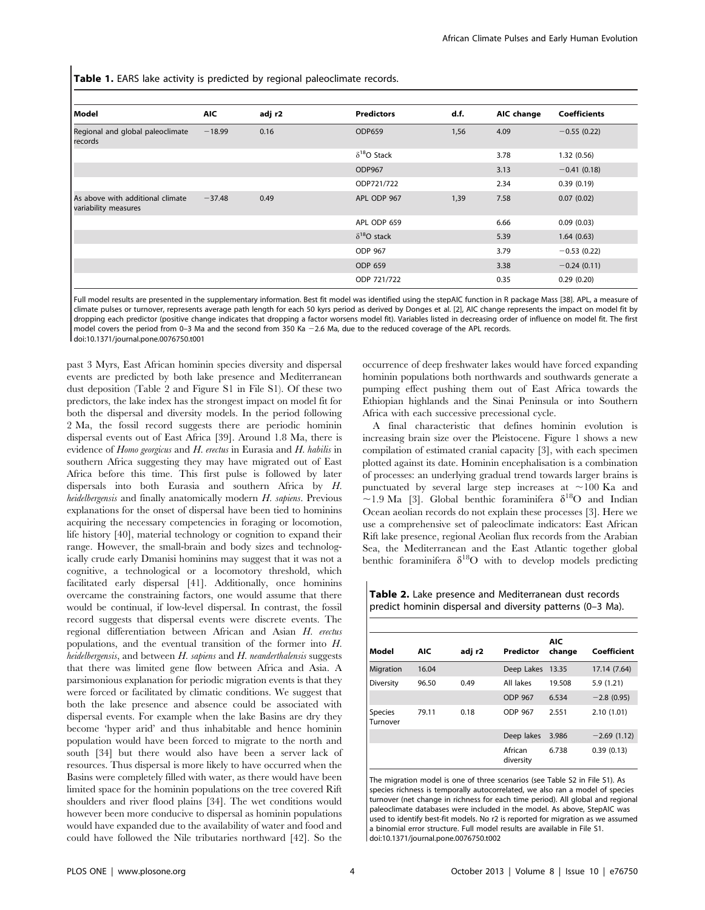**Table 1.** EARS lake activity is predicted by regional paleoclimate records.

| Model | AIC | adj r2 | Predictors | d.f. | AIC change | Coefficients |
|---|---|---|---|---|---|---|
| Regional and global paleoclimate records | −18.99 | 0.16 | ODP659 | 1,56 | 4.09 | −0.55 (0.22) |
| | | | $\delta^{18}O$ Stack | | 3.78 | 1.32 (0.56) |
| | | | ODP967 | | 3.13 | −0.41 (0.18) |
| | | | ODP721/722 | | 2.34 | 0.39 (0.19) |
| As above with additional climate variability measures | −37.48 | 0.49 | APL ODP 967 | 1,39 | 7.58 | 0.07 (0.02) |
| | | | APL ODP 659 | | 6.66 | 0.09 (0.03) |
| | | | $\delta^{18}O$ stack | | 5.39 | 1.64 (0.63) |
| | | | ODP 967 | | 3.79 | −0.53 (0.22) |
| | | | ODP 659 | | 3.38 | −0.24 (0.11) |
| | | | ODP 721/722 | | 0.35 | 0.29 (0.20) |

Full model results are presented in the supplementary information. Best fit model was identified using the stepAIC function in R package Mass [38]. APL, a measure of climate pulses or turnover, represents average path length for each 50 kyrs period as derived by Donges et al. [2], AIC change represents the impact on model fit by dropping each predictor (positive change indicates that dropping a factor worsens model fit). Variables listed in decreasing order of influence on model fit. The first model covers the period from 0–3 Ma and the second from 350 Ka −2.6 Ma, due to the reduced coverage of the APL records.
doi:10.1371/journal.pone.0076750.t001

past 3 Myrs, East African hominin species diversity and dispersal events are predicted by both lake presence and Mediterranean dust deposition (Table 2 and Figure S1 in File S1). Of these two predictors, the lake index has the strongest impact on model fit for both the dispersal and diversity models. In the period following 2 Ma, the fossil record suggests there are periodic hominin dispersal events out of East Africa [39]. Around 1.8 Ma, there is evidence of *Homo georgicus* and *H. erectus* in Eurasia and *H. habilis* in southern Africa suggesting they may have migrated out of East Africa before this time. This first pulse is followed by later dispersals into both Eurasia and southern Africa by *H. heidelbergensis* and finally anatomically modern *H. sapiens*. Previous explanations for the onset of dispersal have been tied to hominins acquiring the necessary competencies in foraging or locomotion, life history [40], material technology or cognition to expand their range. However, the small-brain and body sizes and technologically crude early Dmanisi hominins may suggest that it was not a cognitive, a technological or a locomotory threshold, which facilitated early dispersal [41]. Additionally, once hominins overcame the constraining factors, one would assume that there would be continual, if low-level dispersal. In contrast, the fossil record suggests that dispersal events were discrete events. The regional differentiation between African and Asian *H. erectus* populations, and the eventual transition of the former into *H. heidelbergensis*, and between *H. sapiens* and *H. neanderthalensis* suggests that there was limited gene flow between Africa and Asia. A parsimonious explanation for periodic migration events is that they were forced or facilitated by climatic conditions. We suggest that both the lake presence and absence could be associated with dispersal events. For example when the lake Basins are dry they become 'hyper arid' and thus inhabitable and hence hominin population would have been forced to migrate to the north and south [34] but there would also have been a server lack of resources. Thus dispersal is more likely to have occurred when the Basins were completely filled with water, as there would have been limited space for the hominin populations on the tree covered Rift shoulders and river flood plains [34]. The wet conditions would however been more conducive to dispersal as hominin populations would have expanded due to the availability of water and food and could have followed the Nile tributaries northward [42]. So the occurrence of deep freshwater lakes would have forced expanding hominin populations both northwards and southwards generate a pumping effect pushing them out of East Africa towards the Ethiopian highlands and the Sinai Peninsula or into Southern Africa with each successive precessional cycle.

A final characteristic that defines hominin evolution is increasing brain size over the Pleistocene. Figure 1 shows a new compilation of estimated cranial capacity [3], with each specimen plotted against its date. Hominin encephalisation is a combination of processes: an underlying gradual trend towards larger brains is punctuated by several large step increases at ~100 Ka and ~1.9 Ma [3]. Global benthic foraminifera $\delta^{18}O$ and Indian Ocean aeolian records do not explain these processes [3]. Here we use a comprehensive set of paleoclimate indicators: East African Rift lake presence, regional Aeolian flux records from the Arabian Sea, the Mediterranean and the East Atlantic together global benthic foraminifera $\delta^{18}O$ with to develop models predicting

**Table 2.** Lake presence and Mediterranean dust records predict hominin dispersal and diversity patterns (0–3 Ma).

| Model | AIC | adj r2 | Predictor | AIC change | Coefficient |
|---|---|---|---|---|---|
| Migration | 16.04 | | Deep Lakes | 13.35 | 17.14 (7.64) |
| Diversity | 96.50 | 0.49 | All lakes | 19.508 | 5.9 (1.21) |
| | | | ODP 967 | 6.534 | −2.8 (0.95) |
| Species Turnover | 79.11 | 0.18 | ODP 967 | 2.551 | 2.10 (1.01) |
| | | | Deep lakes | 3.986 | −2.69 (1.12) |
| | | | African diversity | 6.738 | 0.39 (0.13) |

The migration model is one of three scenarios (see Table S2 in File S1). As species richness is temporally autocorrelated, we also ran a model of species turnover (net change in richness for each time period). All global and regional paleoclimate databases were included in the model. As above, StepAIC was used to identify best-fit models. No r2 is reported for migration as we assumed a binomial error structure. Full model results are available in File S1.
doi:10.1371/journal.pone.0076750.t002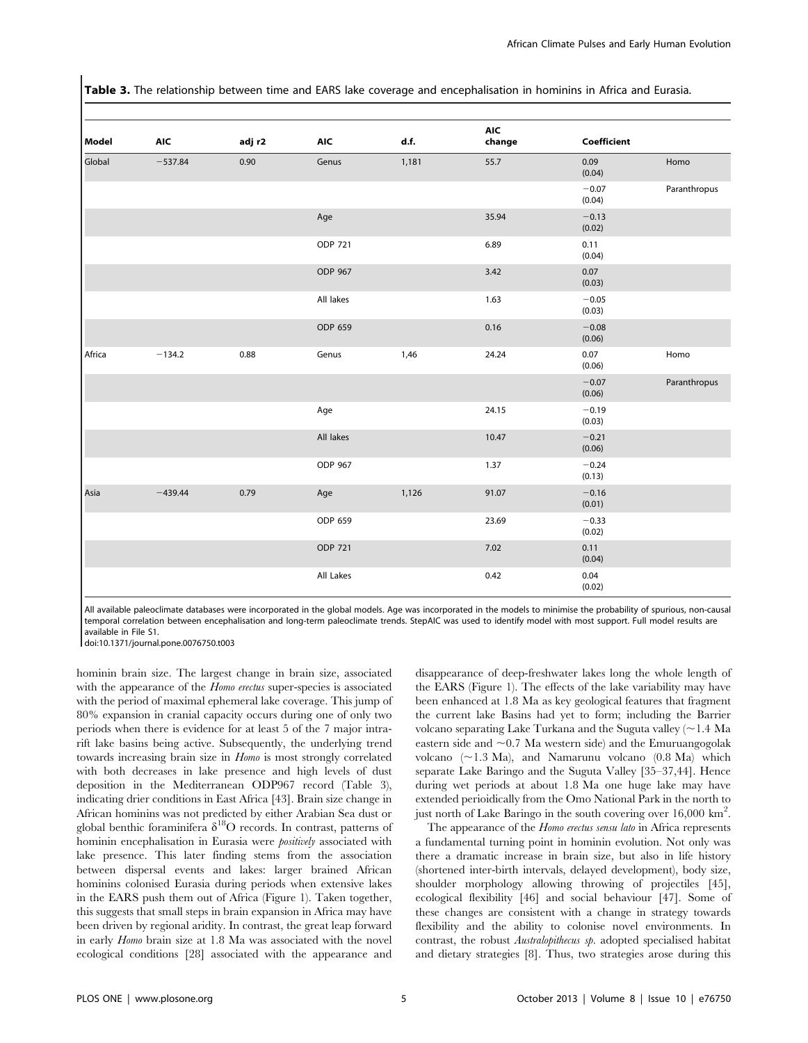**Table 3.** The relationship between time and EARS lake coverage and encephalisation in hominins in Africa and Eurasia.

| Model | AIC | adj r2 | AIC | d.f. | AIC change | Coefficient | |
|---|---|---|---|---|---|---|---|
| Global | −537.84 | 0.90 | Genus | 1,181 | 55.7 | 0.09 (0.04) | Homo |
| | | | | | | −0.07 (0.04) | Paranthropus |
| | | | Age | | 35.94 | −0.13 (0.02) | |
| | | | ODP 721 | | 6.89 | 0.11 (0.04) | |
| | | | ODP 967 | | 3.42 | 0.07 (0.03) | |
| | | | All lakes | | 1.63 | −0.05 (0.03) | |
| | | | ODP 659 | | 0.16 | −0.08 (0.06) | |
| Africa | −134.2 | 0.88 | Genus | 1,46 | 24.24 | 0.07 (0.06) | Homo |
| | | | | | | −0.07 (0.06) | Paranthropus |
| | | | Age | | 24.15 | −0.19 (0.03) | |
| | | | All lakes | | 10.47 | −0.21 (0.06) | |
| | | | ODP 967 | | 1.37 | −0.24 (0.13) | |
| Asia | −439.44 | 0.79 | Age | 1,126 | 91.07 | −0.16 (0.01) | |
| | | | ODP 659 | | 23.69 | −0.33 (0.02) | |
| | | | ODP 721 | | 7.02 | 0.11 (0.04) | |
| | | | All Lakes | | 0.42 | 0.04 (0.02) | |

All available paleoclimate databases were incorporated in the global models. Age was incorporated in the models to minimise the probability of spurious, non-causal temporal correlation between encephalisation and long-term paleoclimate trends. StepAIC was used to identify model with most support. Full model results are available in File S1.
doi:10.1371/journal.pone.0076750.t003

hominin brain size. The largest change in brain size, associated with the appearance of the *Homo erectus* super-species is associated with the period of maximal ephemeral lake coverage. This jump of 80% expansion in cranial capacity occurs during one of only two periods when there is evidence for at least 5 of the 7 major intra-rift lake basins being active. Subsequently, the underlying trend towards increasing brain size in *Homo* is most strongly correlated with both decreases in lake presence and high levels of dust deposition in the Mediterranean ODP967 record (Table 3), indicating drier conditions in East Africa [43]. Brain size change in African hominins was not predicted by either Arabian Sea dust or global benthic foraminifera $\delta^{18}O$ records. In contrast, patterns of hominin encephalisation in Eurasia were *positively* associated with lake presence. This later finding stems from the association between dispersal events and lakes: larger brained African hominins colonised Eurasia during periods when extensive lakes in the EARS push them out of Africa (Figure 1). Taken together, this suggests that small steps in brain expansion in Africa may have been driven by regional aridity. In contrast, the great leap forward in early *Homo* brain size at 1.8 Ma was associated with the novel ecological conditions [28] associated with the appearance and disappearance of deep-freshwater lakes long the whole length of the EARS (Figure 1). The effects of the lake variability may have been enhanced at 1.8 Ma as key geological features that fragment the current lake Basins had yet to form; including the Barrier volcano separating Lake Turkana and the Suguta valley (~1.4 Ma eastern side and ~0.7 Ma western side) and the Emuruangogolak volcano (~1.3 Ma), and Namarunu volcano (0.8 Ma) which separate Lake Baringo and the Suguta Valley [35–37,44]. Hence during wet periods at about 1.8 Ma one huge lake may have extended perioidically from the Omo National Park in the north to just north of Lake Baringo in the south covering over 16,000 km$^2$.

The appearance of the *Homo erectus sensu lato* in Africa represents a fundamental turning point in hominin evolution. Not only was there a dramatic increase in brain size, but also in life history (shortened inter-birth intervals, delayed development), body size, shoulder morphology allowing throwing of projectiles [45], ecological flexibility [46] and social behaviour [47]. Some of these changes are consistent with a change in strategy towards flexibility and the ability to colonise novel environments. In contrast, the robust *Australopithecus sp.* adopted specialised habitat and dietary strategies [8]. Thus, two strategies arose during this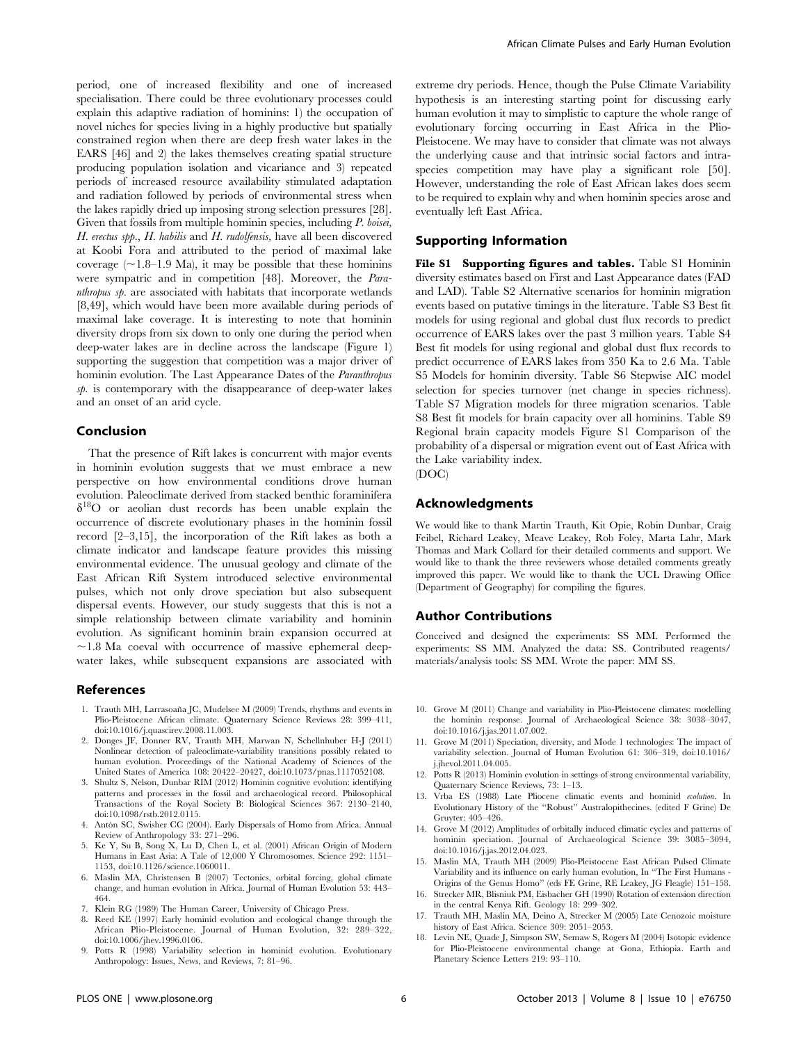period, one of increased flexibility and one of increased specialisation. There could be three evolutionary processes could explain this adaptive radiation of hominins: 1) the occupation of novel niches for species living in a highly productive but spatially constrained region when there are deep fresh water lakes in the EARS [46] and 2) the lakes themselves creating spatial structure producing population isolation and vicariance and 3) repeated periods of increased resource availability stimulated adaptation and radiation followed by periods of environmental stress when the lakes rapidly dried up imposing strong selection pressures [28]. Given that fossils from multiple hominin species, including *P. boisei, H. erectus spp., H. habilis* and *H. rudolfensis*, have all been discovered at Koobi Fora and attributed to the period of maximal lake coverage (~1.8–1.9 Ma), it may be possible that these hominins were sympatric and in competition [48]. Moreover, the *Paranthropus sp.* are associated with habitats that incorporate wetlands [8,49], which would have been more available during periods of maximal lake coverage. It is interesting to note that hominin diversity drops from six down to only one during the period when deep-water lakes are in decline across the landscape (Figure 1) supporting the suggestion that competition was a major driver of hominin evolution. The Last Appearance Dates of the *Paranthropus sp.* is contemporary with the disappearance of deep-water lakes and an onset of an arid cycle.

## Conclusion

That the presence of Rift lakes is concurrent with major events in hominin evolution suggests that we must embrace a new perspective on how environmental conditions drove human evolution. Paleoclimate derived from stacked benthic foraminifera $\delta^{18}O$ or aeolian dust records has been unable explain the occurrence of discrete evolutionary phases in the hominin fossil record [2–3,15], the incorporation of the Rift lakes as both a climate indicator and landscape feature provides this missing environmental evidence. The unusual geology and climate of the East African Rift System introduced selective environmental pulses, which not only drove speciation but also subsequent dispersal events. However, our study suggests that this is not a simple relationship between climate variability and hominin evolution. As significant hominin brain expansion occurred at ~1.8 Ma coeval with occurrence of massive ephemeral deep-water lakes, while subsequent expansions are associated with extreme dry periods. Hence, though the Pulse Climate Variability hypothesis is an interesting starting point for discussing early human evolution it may to simplistic to capture the whole range of evolutionary forcing occurring in East Africa in the Plio-Pleistocene. We may have to consider that climate was not always the underlying cause and that intrinsic social factors and intra-species competition may have play a significant role [50]. However, understanding the role of East African lakes does seem to be required to explain why and when hominin species arose and eventually left East Africa.

## Supporting Information

**File S1 Supporting figures and tables.** Table S1 Hominin diversity estimates based on First and Last Appearance dates (FAD and LAD). Table S2 Alternative scenarios for hominin migration events based on putative timings in the literature. Table S3 Best fit models for using regional and global dust flux records to predict occurrence of EARS lakes over the past 3 million years. Table S4 Best fit models for using regional and global dust flux records to predict occurrence of EARS lakes from 350 Ka to 2.6 Ma. Table S5 Models for hominin diversity. Table S6 Stepwise AIC model selection for species turnover (net change in species richness). Table S7 Migration models for three migration scenarios. Table S8 Best fit models for brain capacity over all hominins. Table S9 Regional brain capacity models Figure S1 Comparison of the probability of a dispersal or migration event out of East Africa with the Lake variability index.
(DOC)

## Acknowledgments

We would like to thank Martin Trauth, Kit Opie, Robin Dunbar, Craig Feibel, Richard Leakey, Meave Leakey, Rob Foley, Marta Lahr, Mark Thomas and Mark Collard for their detailed comments and support. We would like to thank the three reviewers whose detailed comments greatly improved this paper. We would like to thank the UCL Drawing Office (Department of Geography) for compiling the figures.

## Author Contributions

Conceived and designed the experiments: SS MM. Performed the experiments: SS MM. Analyzed the data: SS. Contributed reagents/materials/analysis tools: SS MM. Wrote the paper: MM SS.

## References

1. Trauth MH, Larrasoaña JC, Mudelsee M (2009) Trends, rhythms and events in Plio-Pleistocene African climate. Quaternary Science Reviews 28: 399–411, doi:10.1016/j.quascirev.2008.11.003.
2. Donges JF, Donner RV, Trauth MH, Marwan N, Schellnhuber H-J (2011) Nonlinear detection of paleoclimate-variability transitions possibly related to human evolution. Proceedings of the National Academy of Sciences of the United States of America 108: 20422–20427, doi:10.1073/pnas.1117052108.
3. Shultz S, Nelson, Dunbar RIM (2012) Hominin cognitive evolution: identifying patterns and processes in the fossil and archaeological record. Philosophical Transactions of the Royal Society B: Biological Sciences 367: 2130–2140, doi:10.1098/rstb.2012.0115.
4. Antón SC, Swisher CC (2004). Early Dispersals of Homo from Africa. Annual Review of Anthropology 33: 271–296.
5. Ke Y, Su B, Song X, Lu D, Chen L, et al. (2001) African Origin of Modern Humans in East Asia: A Tale of 12,000 Y Chromosomes. Science 292: 1151–1153, doi:10.1126/science.1060011.
6. Maslin MA, Christensen B (2007) Tectonics, orbital forcing, global climate change, and human evolution in Africa. Journal of Human Evolution 53: 443–464.
7. Klein RG (1989) The Human Career, University of Chicago Press.
8. Reed KE (1997) Early hominid evolution and ecological change through the African Plio-Pleistocene. Journal of Human Evolution, 32: 289–322, doi:10.1006/jhev.1996.0106.
9. Potts R (1998) Variability selection in hominid evolution. Evolutionary Anthropology: Issues, News, and Reviews, 7: 81–96.
10. Grove M (2011) Change and variability in Plio-Pleistocene climates: modelling the hominin response. Journal of Archaeological Science 38: 3038–3047, doi:10.1016/j.jas.2011.07.002.
11. Grove M (2011) Speciation, diversity, and Mode 1 technologies: The impact of variability selection. Journal of Human Evolution 61: 306–319, doi:10.1016/j.jhevol.2011.04.005.
12. Potts R (2013) Hominin evolution in settings of strong environmental variability, Quaternary Science Reviews, 73: 1–13.
13. Vrba ES (1988) Late Pliocene climatic events and hominid *evolution*. In Evolutionary History of the "Robust" Australopithecines. (edited F Grine) De Gruyter: 405–426.
14. Grove M (2012) Amplitudes of orbitally induced climatic cycles and patterns of hominin speciation. Journal of Archaeological Science 39: 3085–3094, doi:10.1016/j.jas.2012.04.023.
15. Maslin MA, Trauth MH (2009) Plio-Pleistocene East African Pulsed Climate Variability and its influence on early human evolution, In "The First Humans - Origins of the Genus Homo" (eds FE Grine, RE Leakey, JG Fleagle) 151–158.
16. Strecker MR, Blisniuk PM, Eisbacher GH (1990) Rotation of extension direction in the central Kenya Rift. Geology 18: 299–302.
17. Trauth MH, Maslin MA, Deino A, Strecker M (2005) Late Cenozoic moisture history of East Africa. Science 309: 2051–2053.
18. Levin NE, Quade J, Simpson SW, Semaw S, Rogers M (2004) Isotopic evidence for Plio-Pleistocene environmental change at Gona, Ethiopia. Earth and Planetary Science Letters 219: 93–110.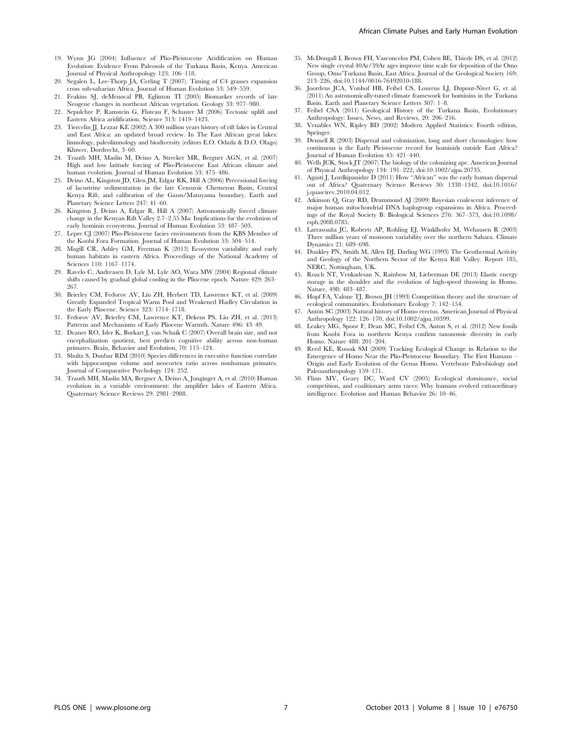19. Wynn JG (2004) Influence of Plio-Pleistocene Aridification on Human Evolution: Evidence From Paleosols of the Turkana Basin, Kenya. American Journal of Physical Anthropology 123: 106–118.
20. Segalen L, Lee-Thorp JA, Cerling T (2007). Timing of C4 grasses expansion cross sub-saharian Africa. Journal of Human Evolution 53: 549–559.
21. Feakins SJ, deMenocal PB, Eglinton TI (2005) Biomarker records of late Neogene changes in northeast African vegetation. Geology 33: 977–980.
22. Sepulchre P, Ramstein G, Fluteau F, Schuster M (2006) Tectonic uplift and Eastern Africa aridification. Science 313: 1419–1423.
23. Tiercelin JJ, Lezzar KE (2002) A 300 million years history of rift lakes in Central and East Africa: an updated broad review. In The East African great lakes: limnology, paleolimnology and biodiversity (editors E.O. Odada & D.O. Olago) Kluwer, Dordrecht, 3–60.
24. Trauth MH, Maslin M, Deino A, Strecker MR, Bergner AGN, et al. (2007) High and low latitude forcing of Plio-Pleistocene East African climate and human evolution. Journal of Human Evolution 53: 475–486.
25. Deino AL, Kingston JD, Glen JM, Edgar RK, Hill A (2006) Precessional forcing of lacustrine sedimentation in the late Cenozoic Chemeron Basin, Central Kenya Rift, and calibration of the Gauss/Matuyama boundary. Earth and Planetary Science Letters 247: 41–60.
26. Kingston J, Deino A, Edgar R, Hill A (2007) Astronomically forced climate change in the Kenyan Rift Valley 2.7–2.55 Ma: Implications for the evolution of early hominin ecosystems. Journal of Human Evolution 53: 487–503.
27. Lepre CJ (2007) Plio-Pleistocene facies environments from the KBS Member of the Koobi Fora Formation. Journal of Human Evolution 53: 504–514.
28. Magill CR, Ashley GM, Freeman K (2013) Ecosystem variability and early human habitats in eastern Africa. Proceedings of the National Academy of Sciences 110: 1167–1174.
29. Ravelo C, Andreasen D, Lyle M, Lyle AO, Wara MW (2004) Regional climate shifts caused by gradual global cooling in the Pliocene epoch. Nature 429: 263–267.
30. Brierley CM, Fedorov AV, Liu ZH, Herbert TD, Lawrence KT, et al. (2009) Greatly Expanded Tropical Warm Pool and Weakened Hadley Circulation in the Early Pliocene. Science 323: 1714–1718.
31. Fedorov AV, Brierley CM, Lawrence KT, Dekens PS, Liu ZH, et al. (2013) Patterns and Mechanisms of Early Pliocene Warmth. Nature 496: 43–49.
32. Deaner RO, Isler K, Burkart J, van Schaik C (2007) Overall brain size, and not encephalization quotient, best predicts cognitive ability across non-human primates. Brain, Behavior and Evolution, 70: 115–124.
33. Shultz S, Dunbar RIM (2010) Species differences in executive function correlate with hippocampus volume and neocortex ratio across nonhuman primates. Journal of Comparative Psychology 124: 252.
34. Trauth MH, Maslin MA, Bergner A, Deino A, Junginger A, et al. (2010) Human evolution in a variable environment: the amplifier lakes of Eastern Africa. Quaternary Science Reviews 29: 2981–2988.
35. McDougall I, Brown FH, Vasconcelos PM, Cohen BE, Thiede DS, et al. (2012) New single crystal 40Ar/39Ar ages improve time scale for deposition of the Omo Group, Omo'Turkana Basin, East Africa. Journal of the Geological Society 169: 213–226, doi:10.1144/0016-76492010-188.
36. Joordens JCA, Vonhof HB, Feibel CS, Lourens LJ, Dupont-Nivet G, et al. (2011) An astronomically-tuned climate framework for hominins in the Turkana Basin. Earth and Planetary Science Letters 307: 1–8.
37. Feibel CSA (2011) Geological History of the Turkana Basin, Evolutionary Anthropology: Issues, News, and Reviews, 20: 206–216.
38. Venables WN, Ripley BD (2002) Modern Applied Statistics: Fourth edition, Springer.
39. Dennell R (2003) Dispersal and colonisation, long and short chronologies: how continuous is the Early Pleistocene record for hominids outside East Africa? Journal of Human Evolution 45: 421–440.
40. Wells JCK, Stock JT (2007) The biology of the colonizing ape. American Journal of Physical Anthropology 134: 191–222, doi:10.1002/ajpa.20735.
41. Agusti J, Lordkipanidze D (2011) How "African" was the early human dispersal out of Africa? Quaternary Science Reviews 30: 1338–1342, doi:10.1016/j.quascirev.2010.04.012.
42. Atkinson Q, Gray RD, Drummond AJ (2009) Bayesian coalescent inference of major human mitochondrial DNA haplogroup expansions in Africa. Proceedings of the Royal Society B: Biological Sciences 276: 367–373, doi:10.1098/rspb.2008.0785.
43. Larrasoaña JC, Roberts AP, Rohling EJ, Winklhofer M, Wehausen R (2003) Three million years of monsoon variability over the northern Sahara. Climate Dynamics 21: 689–698.
44. Dunkley PN, Smith M, Allen DJ, Darling WG (1993) The Geothermal Activity and Geology of the Northern Sector of the Kenya Rift Valley. Report 185, NERC, Nottingham, UK.
45. Roach NT, Venkadesan N, Rainbow M, Lieberman DE (2013) Elastic energy storage in the shoulder and the evolution of high-speed throwing in Homo. Nature, 498: 483–487.
46. Hopf FA, Valone TJ, Brown JH (1993) Competition theory and the structure of ecological communities. Evolutionary Ecology 7: 142–154.
47. Antón SC (2003) Natural history of Homo erectus. American Journal of Physical Anthropology 122: 126–170, doi:10.1002/ajpa.10399.
48. Leakey MG, Spoor F, Dean MC, Feibel CS, Anton S, et al. (2012) New fossils from Koobi Fora in northern Kenya confirm taxonomic diversity in early Homo. Nature 488: 201–204.
49. Reed KE, Russak SM (2009) Tracking Ecological Change in Relation to the Emergence of Homo Near the Plio-Pleistocene Boundary. The First Humans – Origin and Early Evolution of the Genus Homo. Vertebrate Paleobiology and Paleoanthropology 159–171.
50. Flinn MV, Geary DC, Ward CV (2005) Ecological dominance, social competition, and coalitionary arms races: Why humans evolved extraordinary intelligence. Evolution and Human Behavior 26: 10–46.